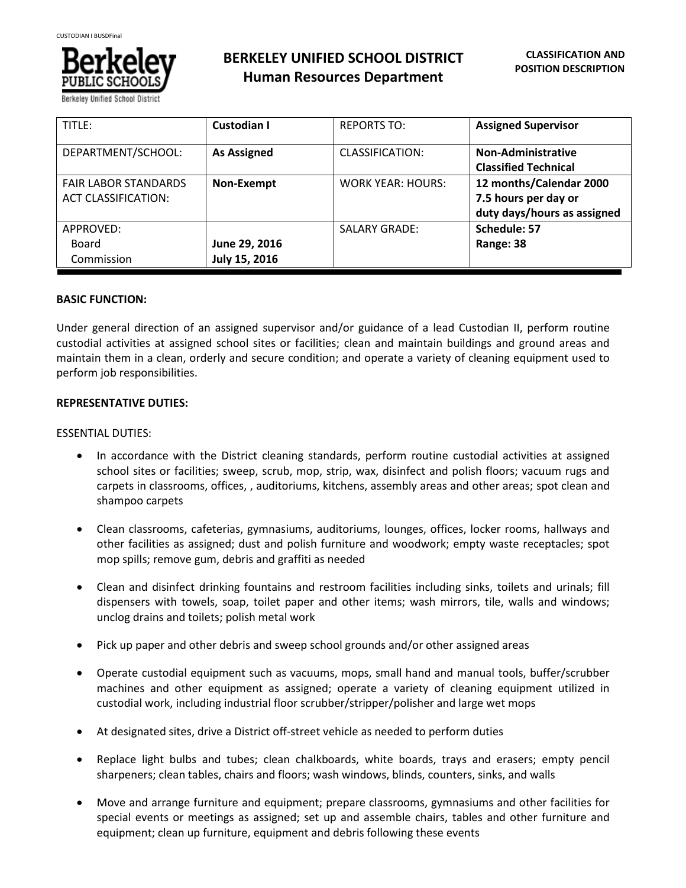# BERKELEY UNIFIED SCHOOL DISTRICT
## Human Resources Department

**CLASSIFICATION AND POSITION DESCRIPTION**

| TITLE: | **Custodian I** | REPORTS TO: | **Assigned Supervisor** |
|---|---|---|---|
| DEPARTMENT/SCHOOL: | **As Assigned** | CLASSIFICATION: | **Non-Administrative Classified Technical** |
| FAIR LABOR STANDARDS ACT CLASSIFICATION: | **Non-Exempt** | WORK YEAR: HOURS: | **12 months/Calendar 2000 7.5 hours per day or duty days/hours as assigned** |
| APPROVED: Board Commission | **June 29, 2016 July 15, 2016** | SALARY GRADE: | **Schedule: 57 Range: 38** |

**BASIC FUNCTION:**

Under general direction of an assigned supervisor and/or guidance of a lead Custodian II, perform routine custodial activities at assigned school sites or facilities; clean and maintain buildings and ground areas and maintain them in a clean, orderly and secure condition; and operate a variety of cleaning equipment used to perform job responsibilities.

**REPRESENTATIVE DUTIES:**

ESSENTIAL DUTIES:

- In accordance with the District cleaning standards, perform routine custodial activities at assigned school sites or facilities; sweep, scrub, mop, strip, wax, disinfect and polish floors; vacuum rugs and carpets in classrooms, offices, , auditoriums, kitchens, assembly areas and other areas; spot clean and shampoo carpets
- Clean classrooms, cafeterias, gymnasiums, auditoriums, lounges, offices, locker rooms, hallways and other facilities as assigned; dust and polish furniture and woodwork; empty waste receptacles; spot mop spills; remove gum, debris and graffiti as needed
- Clean and disinfect drinking fountains and restroom facilities including sinks, toilets and urinals; fill dispensers with towels, soap, toilet paper and other items; wash mirrors, tile, walls and windows; unclog drains and toilets; polish metal work
- Pick up paper and other debris and sweep school grounds and/or other assigned areas
- Operate custodial equipment such as vacuums, mops, small hand and manual tools, buffer/scrubber machines and other equipment as assigned; operate a variety of cleaning equipment utilized in custodial work, including industrial floor scrubber/stripper/polisher and large wet mops
- At designated sites, drive a District off-street vehicle as needed to perform duties
- Replace light bulbs and tubes; clean chalkboards, white boards, trays and erasers; empty pencil sharpeners; clean tables, chairs and floors; wash windows, blinds, counters, sinks, and walls
- Move and arrange furniture and equipment; prepare classrooms, gymnasiums and other facilities for special events or meetings as assigned; set up and assemble chairs, tables and other furniture and equipment; clean up furniture, equipment and debris following these events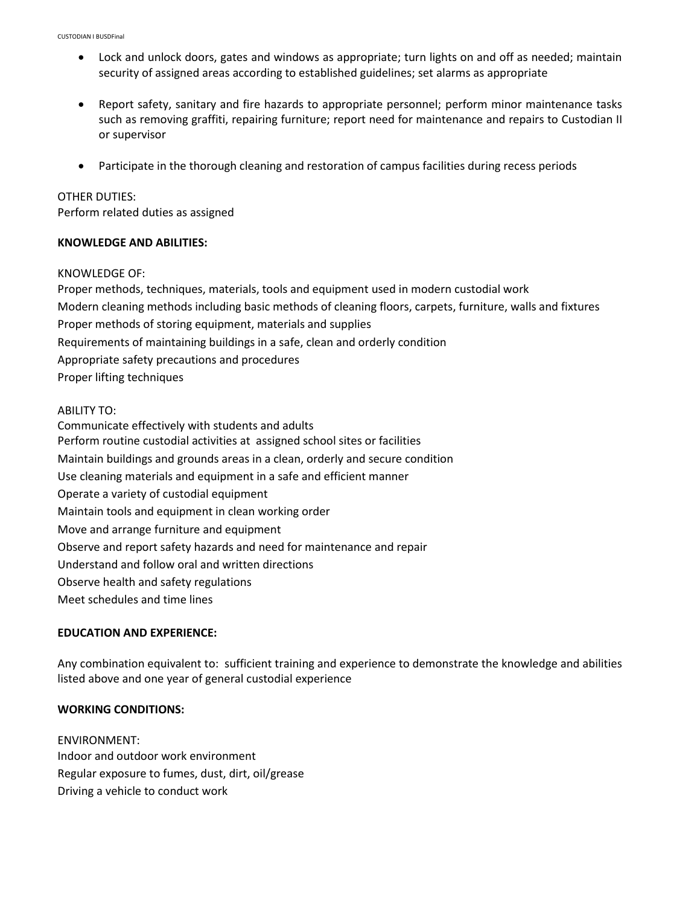- Lock and unlock doors, gates and windows as appropriate; turn lights on and off as needed; maintain security of assigned areas according to established guidelines; set alarms as appropriate

- Report safety, sanitary and fire hazards to appropriate personnel; perform minor maintenance tasks such as removing graffiti, repairing furniture; report need for maintenance and repairs to Custodian II or supervisor

- Participate in the thorough cleaning and restoration of campus facilities during recess periods

OTHER DUTIES:
Perform related duties as assigned

**KNOWLEDGE AND ABILITIES:**

KNOWLEDGE OF:
Proper methods, techniques, materials, tools and equipment used in modern custodial work
Modern cleaning methods including basic methods of cleaning floors, carpets, furniture, walls and fixtures
Proper methods of storing equipment, materials and supplies
Requirements of maintaining buildings in a safe, clean and orderly condition
Appropriate safety precautions and procedures
Proper lifting techniques

ABILITY TO:
Communicate effectively with students and adults
Perform routine custodial activities at assigned school sites or facilities
Maintain buildings and grounds areas in a clean, orderly and secure condition
Use cleaning materials and equipment in a safe and efficient manner
Operate a variety of custodial equipment
Maintain tools and equipment in clean working order
Move and arrange furniture and equipment
Observe and report safety hazards and need for maintenance and repair
Understand and follow oral and written directions
Observe health and safety regulations
Meet schedules and time lines

**EDUCATION AND EXPERIENCE:**

Any combination equivalent to: sufficient training and experience to demonstrate the knowledge and abilities listed above and one year of general custodial experience

**WORKING CONDITIONS:**

ENVIRONMENT:
Indoor and outdoor work environment
Regular exposure to fumes, dust, dirt, oil/grease
Driving a vehicle to conduct work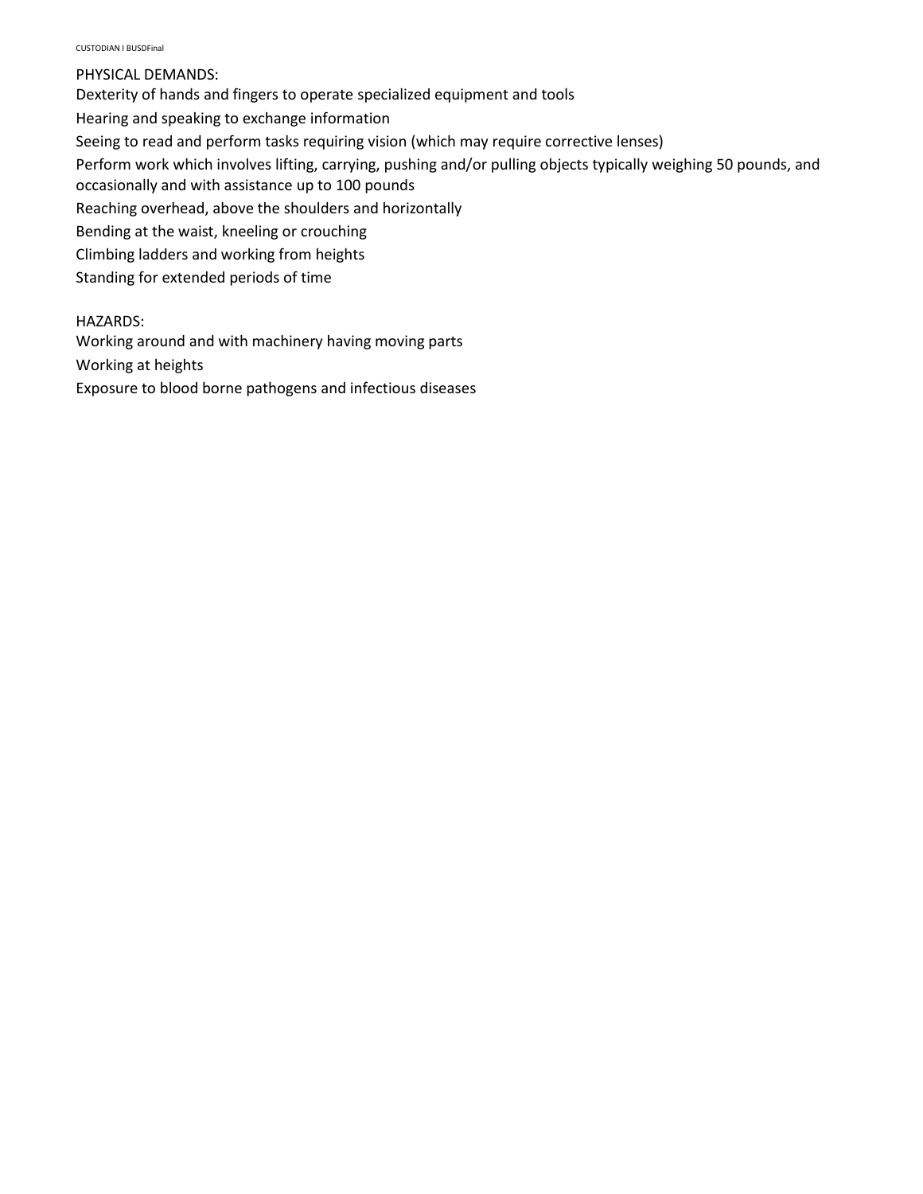PHYSICAL DEMANDS:

Dexterity of hands and fingers to operate specialized equipment and tools

Hearing and speaking to exchange information

Seeing to read and perform tasks requiring vision (which may require corrective lenses)

Perform work which involves lifting, carrying, pushing and/or pulling objects typically weighing 50 pounds, and occasionally and with assistance up to 100 pounds

Reaching overhead, above the shoulders and horizontally

Bending at the waist, kneeling or crouching

Climbing ladders and working from heights

Standing for extended periods of time

HAZARDS:

Working around and with machinery having moving parts

Working at heights

Exposure to blood borne pathogens and infectious diseases